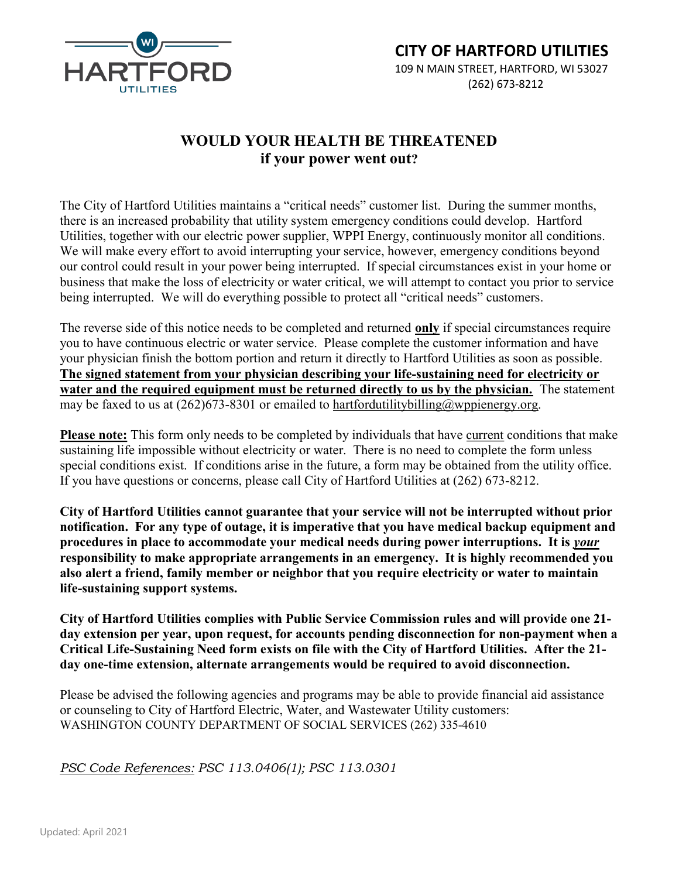# CITY OF HARTFORD UTILITIES

109 N MAIN STREET, HARTFORD, WI 53027
(262) 673-8212

## WOULD YOUR HEALTH BE THREATENED
## if your power went out?

The City of Hartford Utilities maintains a "critical needs" customer list. During the summer months, there is an increased probability that utility system emergency conditions could develop. Hartford Utilities, together with our electric power supplier, WPPI Energy, continuously monitor all conditions. We will make every effort to avoid interrupting your service, however, emergency conditions beyond our control could result in your power being interrupted. If special circumstances exist in your home or business that make the loss of electricity or water critical, we will attempt to contact you prior to service being interrupted. We will do everything possible to protect all "critical needs" customers.

The reverse side of this notice needs to be completed and returned **only** if special circumstances require you to have continuous electric or water service. Please complete the customer information and have your physician finish the bottom portion and return it directly to Hartford Utilities as soon as possible. **The signed statement from your physician describing your life-sustaining need for electricity or water and the required equipment must be returned directly to us by the physician.** The statement may be faxed to us at (262)673-8301 or emailed to hartfordutilitybilling@wppienergy.org.

**Please note:** This form only needs to be completed by individuals that have current conditions that make sustaining life impossible without electricity or water. There is no need to complete the form unless special conditions exist. If conditions arise in the future, a form may be obtained from the utility office. If you have questions or concerns, please call City of Hartford Utilities at (262) 673-8212.

**City of Hartford Utilities cannot guarantee that your service will not be interrupted without prior notification. For any type of outage, it is imperative that you have medical backup equipment and procedures in place to accommodate your medical needs during power interruptions. It is *your* responsibility to make appropriate arrangements in an emergency. It is highly recommended you also alert a friend, family member or neighbor that you require electricity or water to maintain life-sustaining support systems.**

**City of Hartford Utilities complies with Public Service Commission rules and will provide one 21-day extension per year, upon request, for accounts pending disconnection for non-payment when a Critical Life-Sustaining Need form exists on file with the City of Hartford Utilities. After the 21-day one-time extension, alternate arrangements would be required to avoid disconnection.**

Please be advised the following agencies and programs may be able to provide financial aid assistance or counseling to City of Hartford Electric, Water, and Wastewater Utility customers:
WASHINGTON COUNTY DEPARTMENT OF SOCIAL SERVICES (262) 335-4610

*PSC Code References: PSC 113.0406(1); PSC 113.0301*

Updated: April 2021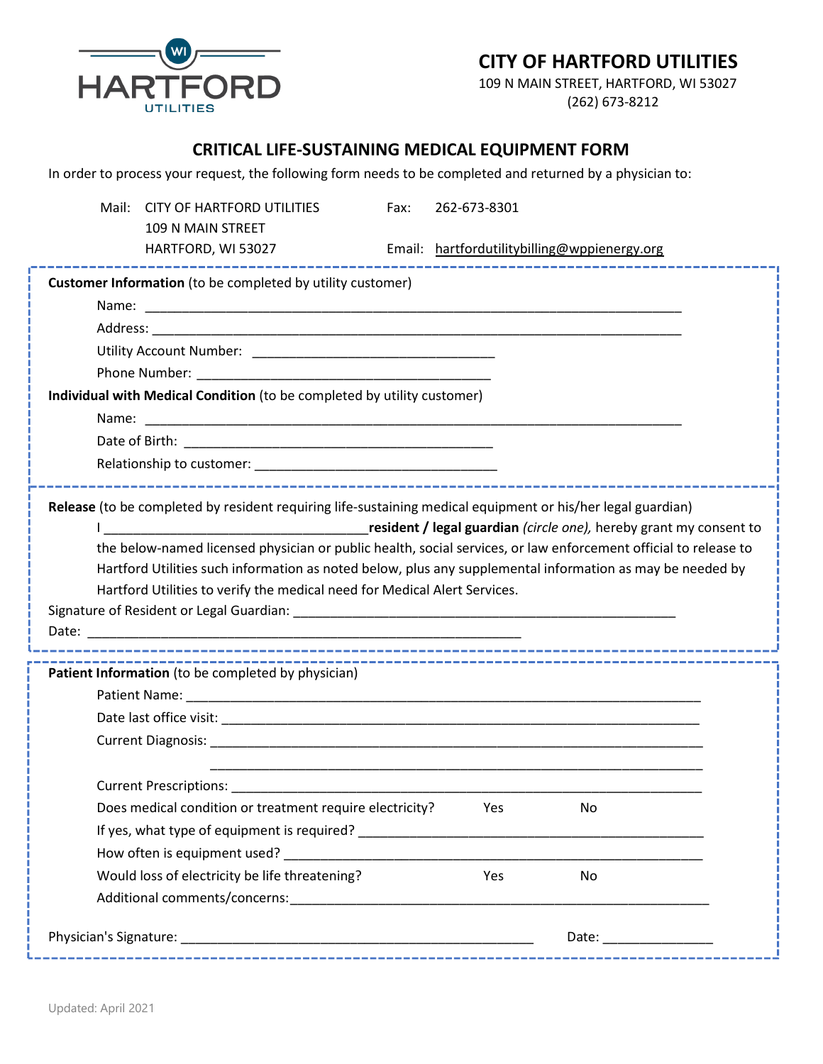HARTFORD UTILITIES

# CITY OF HARTFORD UTILITIES

109 N MAIN STREET, HARTFORD, WI 53027
(262) 673-8212

## CRITICAL LIFE-SUSTAINING MEDICAL EQUIPMENT FORM

In order to process your request, the following form needs to be completed and returned by a physician to:

Mail: CITY OF HARTFORD UTILITIES
109 N MAIN STREET
HARTFORD, WI 53027

Fax: 262-673-8301

Email: hartfordutilitybilling@wppienergy.org

**Customer Information** (to be completed by utility customer)

Name: ______________________________________________

Address: ______________________________________________

Utility Account Number: ______________________

Phone Number: __________________________

**Individual with Medical Condition** (to be completed by utility customer)

Name: ______________________________________________

Date of Birth: __________________________

Relationship to customer: ______________________

**Release** (to be completed by resident requiring life-sustaining medical equipment or his/her legal guardian)

I ______________________ **resident / legal guardian** *(circle one),* hereby grant my consent to the below-named licensed physician or public health, social services, or law enforcement official to release to Hartford Utilities such information as noted below, plus any supplemental information as may be needed by Hartford Utilities to verify the medical need for Medical Alert Services.

Signature of Resident or Legal Guardian: ________________________________

Date: ______________________________________

**Patient Information** (to be completed by physician)

Patient Name: ______________________________________________

Date last office visit: __________________________________________

Current Diagnosis: ____________________________________________

____________________________________________

Current Prescriptions: __________________________________________

Does medical condition or treatment require electricity? Yes No

If yes, what type of equipment is required? ______________________________

How often is equipment used? ______________________________________

Would loss of electricity be life threatening? Yes No

Additional comments/concerns: ____________________________________

Physician's Signature: ______________________________ Date: __________

Updated: April 2021